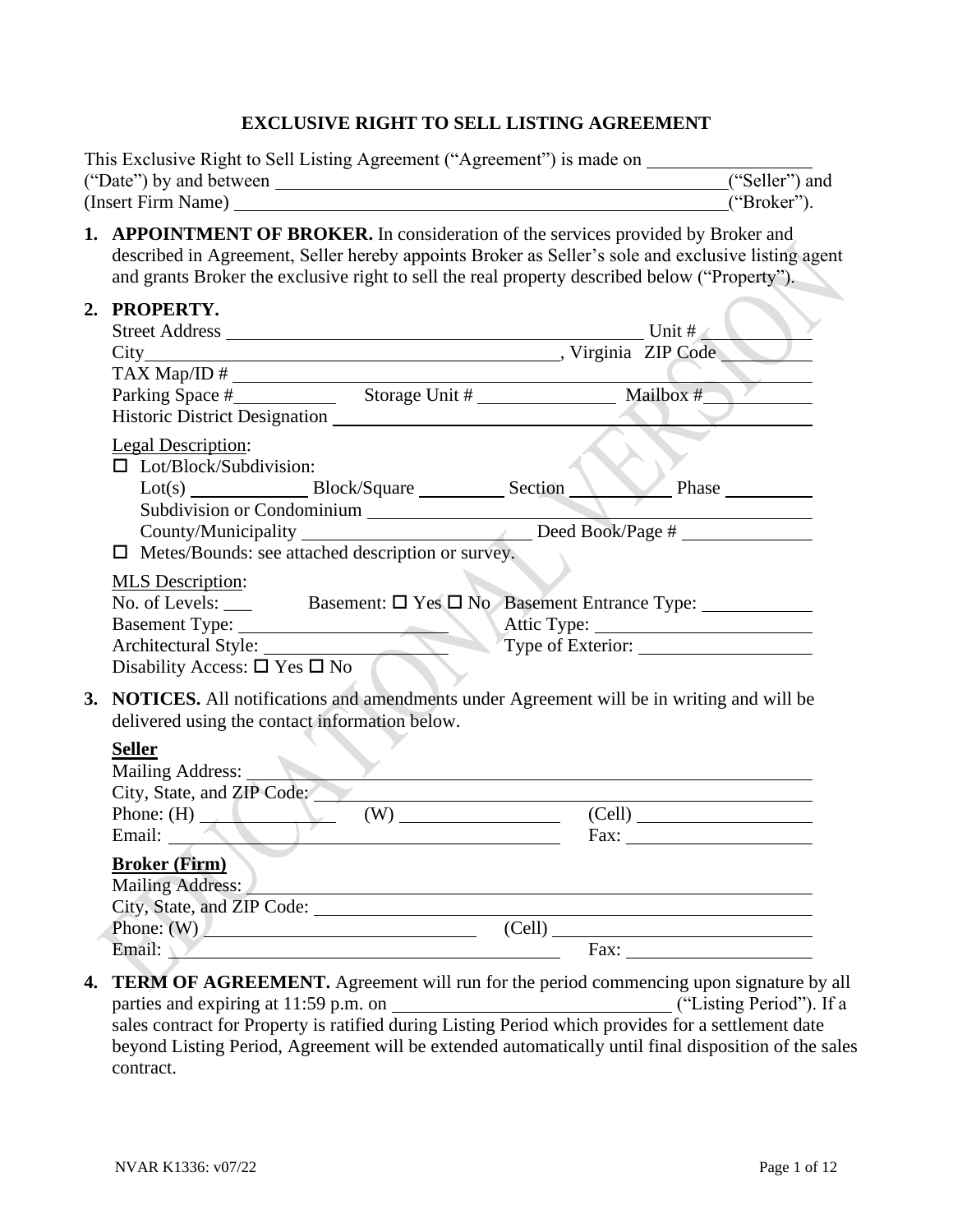# EXCLUSIVE RIGHT TO SELL LISTING AGREEMENT

This Exclusive Right to Sell Listing Agreement ("Agreement") is made on __________________ ("Date") by and between ______________________________________________________("Seller") and (Insert Firm Name) _________________________________________________________("Broker").

1. **APPOINTMENT OF BROKER.** In consideration of the services provided by Broker and described in Agreement, Seller hereby appoints Broker as Seller's sole and exclusive listing agent and grants Broker the exclusive right to sell the real property described below ("Property").

2. **PROPERTY.**

   Street Address ______________________________________________ Unit # ___________
   City_______________________________________________, Virginia ZIP Code __________
   TAX Map/ID # ________________________________________________________________
   Parking Space #___________ Storage Unit # _______________ Mailbox #____________
   Historic District Designation __________________________________________________

   Legal Description:
   - ☐ Lot/Block/Subdivision:
     Lot(s) _____________ Block/Square __________ Section ___________ Phase __________
     Subdivision or Condominium ______________________________________________
     County/Municipality _________________________ Deed Book/Page # ______________
   - ☐ Metes/Bounds: see attached description or survey.

   MLS Description:
   No. of Levels: ___ Basement: ☐ Yes ☐ No Basement Entrance Type: ____________
   Basement Type: ______________________ Attic Type: _________________________
   Architectural Style: ___________________ Type of Exterior: ____________________
   Disability Access: ☐ Yes ☐ No

3. **NOTICES.** All notifications and amendments under Agreement will be in writing and will be delivered using the contact information below.

   **Seller**
   Mailing Address: _______________________________________________________________
   City, State, and ZIP Code: ________________________________________________________
   Phone: (H) _______________ (W) __________________ (Cell) ____________________
   Email: __________________________________________ Fax: _____________________

   **Broker (Firm)**
   Mailing Address: _______________________________________________________________
   City, State, and ZIP Code: ________________________________________________________
   Phone: (W) ______________________________ (Cell) _____________________________
   Email: __________________________________________ Fax: _____________________

4. **TERM OF AGREEMENT.** Agreement will run for the period commencing upon signature by all parties and expiring at 11:59 p.m. on ______________________________ ("Listing Period"). If a sales contract for Property is ratified during Listing Period which provides for a settlement date beyond Listing Period, Agreement will be extended automatically until final disposition of the sales contract.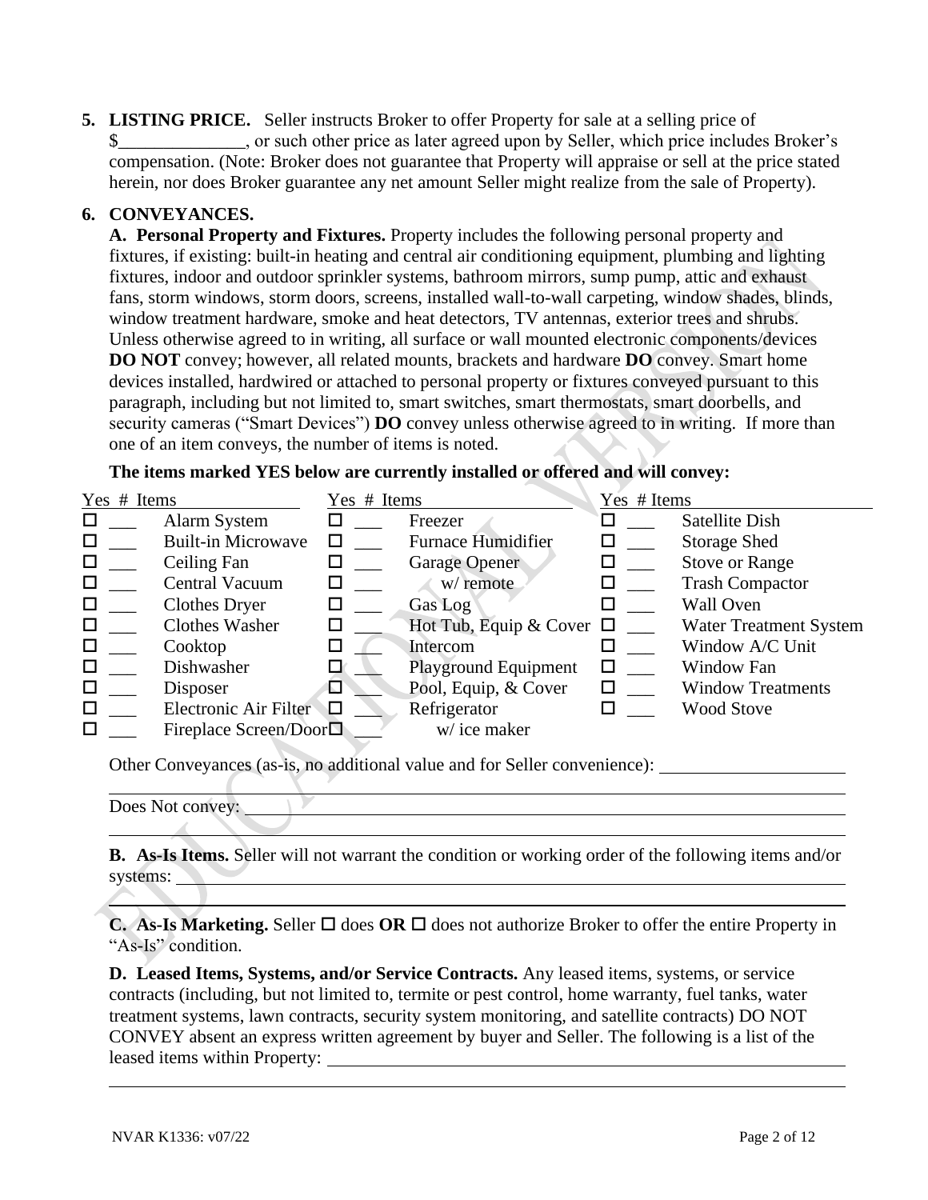**5. LISTING PRICE.** Seller instructs Broker to offer Property for sale at a selling price of $______________, or such other price as later agreed upon by Seller, which price includes Broker's compensation. (Note: Broker does not guarantee that Property will appraise or sell at the price stated herein, nor does Broker guarantee any net amount Seller might realize from the sale of Property).

**6. CONVEYANCES.**

**A. Personal Property and Fixtures.** Property includes the following personal property and fixtures, if existing: built-in heating and central air conditioning equipment, plumbing and lighting fixtures, indoor and outdoor sprinkler systems, bathroom mirrors, sump pump, attic and exhaust fans, storm windows, storm doors, screens, installed wall-to-wall carpeting, window shades, blinds, window treatment hardware, smoke and heat detectors, TV antennas, exterior trees and shrubs. Unless otherwise agreed to in writing, all surface or wall mounted electronic components/devices **DO NOT** convey; however, all related mounts, brackets and hardware **DO** convey. Smart home devices installed, hardwired or attached to personal property or fixtures conveyed pursuant to this paragraph, including but not limited to, smart switches, smart thermostats, smart doorbells, and security cameras ("Smart Devices") **DO** convey unless otherwise agreed to in writing. If more than one of an item conveys, the number of items is noted.

**The items marked YES below are currently installed or offered and will convey:**

| Yes | # | Items | Yes | # | Items | Yes | # | Items |
|---|---|---|---|---|---|---|---|---|
| ☐ | ___ | Alarm System | ☐ | ___ | Freezer | ☐ | ___ | Satellite Dish |
| ☐ | ___ | Built-in Microwave | ☐ | ___ | Furnace Humidifier | ☐ | ___ | Storage Shed |
| ☐ | ___ | Ceiling Fan | ☐ | ___ | Garage Opener | ☐ | ___ | Stove or Range |
| ☐ | ___ | Central Vacuum | ☐ | ___ | w/ remote | ☐ | ___ | Trash Compactor |
| ☐ | ___ | Clothes Dryer | ☐ | ___ | Gas Log | ☐ | ___ | Wall Oven |
| ☐ | ___ | Clothes Washer | ☐ | ___ | Hot Tub, Equip & Cover | ☐ | ___ | Water Treatment System |
| ☐ | ___ | Cooktop | ☐ | ___ | Intercom | ☐ | ___ | Window A/C Unit |
| ☐ | ___ | Dishwasher | ☐ | ___ | Playground Equipment | ☐ | ___ | Window Fan |
| ☐ | ___ | Disposer | ☐ | ___ | Pool, Equip, & Cover | ☐ | ___ | Window Treatments |
| ☐ | ___ | Electronic Air Filter | ☐ | ___ | Refrigerator | ☐ | ___ | Wood Stove |
| ☐ | ___ | Fireplace Screen/Door | ☐ | ___ | w/ ice maker | | | |

Other Conveyances (as-is, no additional value and for Seller convenience): ____________________

Does Not convey: ____________________

**B. As-Is Items.** Seller will not warrant the condition or working order of the following items and/or systems: ____________________

**C. As-Is Marketing.** Seller ☐ does **OR** ☐ does not authorize Broker to offer the entire Property in "As-Is" condition.

**D. Leased Items, Systems, and/or Service Contracts.** Any leased items, systems, or service contracts (including, but not limited to, termite or pest control, home warranty, fuel tanks, water treatment systems, lawn contracts, security system monitoring, and satellite contracts) DO NOT CONVEY absent an express written agreement by buyer and Seller. The following is a list of the leased items within Property: ____________________

NVAR K1336: v07/22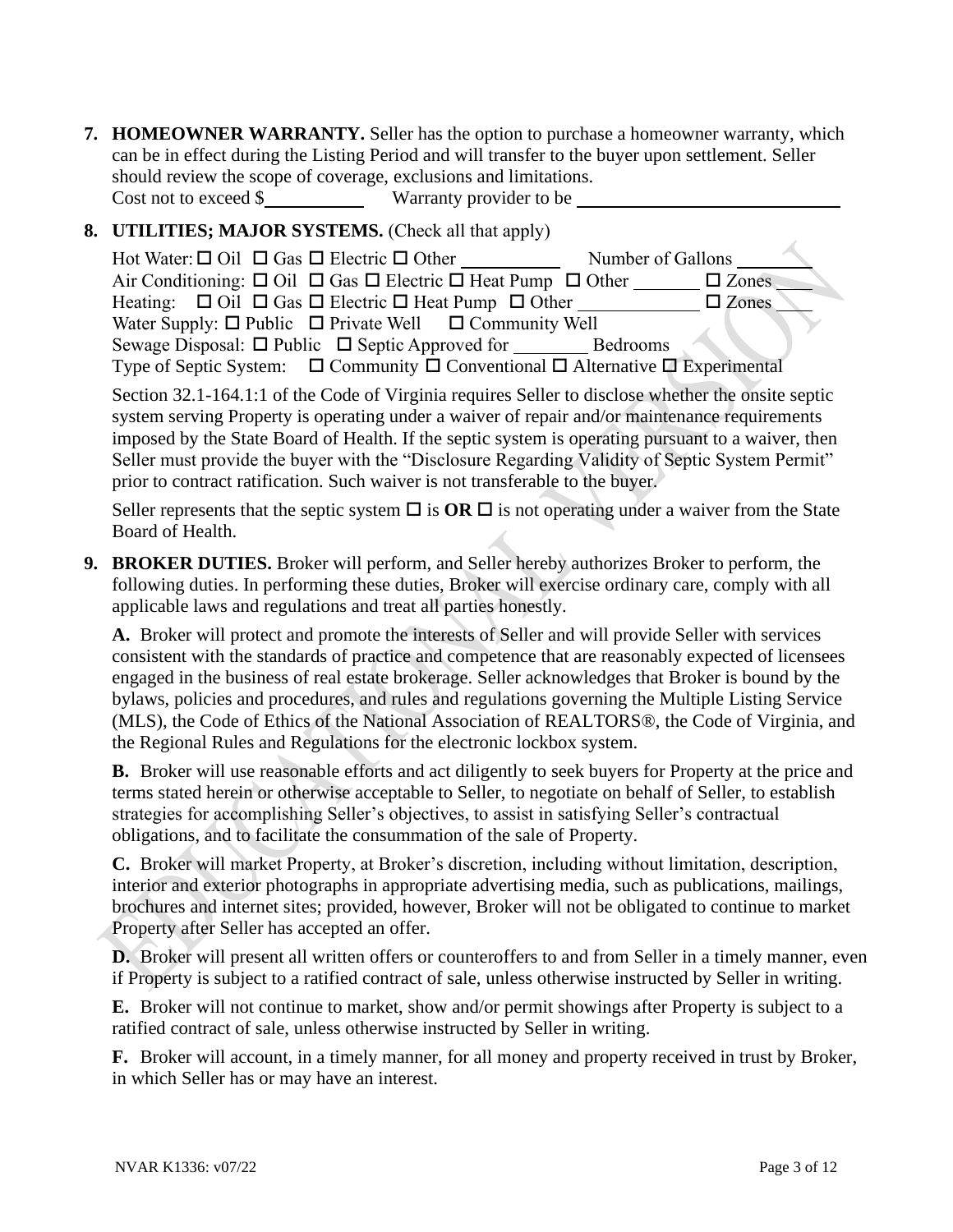**7. HOMEOWNER WARRANTY.** Seller has the option to purchase a homeowner warranty, which can be in effect during the Listing Period and will transfer to the buyer upon settlement. Seller should review the scope of coverage, exclusions and limitations.
Cost not to exceed $__________ Warranty provider to be ____________________________

**8. UTILITIES; MAJOR SYSTEMS.** (Check all that apply)

Hot Water: ☐ Oil ☐ Gas ☐ Electric ☐ Other __________ Number of Gallons ________
Air Conditioning: ☐ Oil ☐ Gas ☐ Electric ☐ Heat Pump ☐ Other _______ ☐ Zones ____
Heating: ☐ Oil ☐ Gas ☐ Electric ☐ Heat Pump ☐ Other ____________ ☐ Zones ____
Water Supply: ☐ Public ☐ Private Well ☐ Community Well
Sewage Disposal: ☐ Public ☐ Septic Approved for ________ Bedrooms
Type of Septic System: ☐ Community ☐ Conventional ☐ Alternative ☐ Experimental

Section 32.1-164.1:1 of the Code of Virginia requires Seller to disclose whether the onsite septic system serving Property is operating under a waiver of repair and/or maintenance requirements imposed by the State Board of Health. If the septic system is operating pursuant to a waiver, then Seller must provide the buyer with the "Disclosure Regarding Validity of Septic System Permit" prior to contract ratification. Such waiver is not transferable to the buyer.

Seller represents that the septic system ☐ is **OR** ☐ is not operating under a waiver from the State Board of Health.

**9. BROKER DUTIES.** Broker will perform, and Seller hereby authorizes Broker to perform, the following duties. In performing these duties, Broker will exercise ordinary care, comply with all applicable laws and regulations and treat all parties honestly.

**A.** Broker will protect and promote the interests of Seller and will provide Seller with services consistent with the standards of practice and competence that are reasonably expected of licensees engaged in the business of real estate brokerage. Seller acknowledges that Broker is bound by the bylaws, policies and procedures, and rules and regulations governing the Multiple Listing Service (MLS), the Code of Ethics of the National Association of REALTORS®, the Code of Virginia, and the Regional Rules and Regulations for the electronic lockbox system.

**B.** Broker will use reasonable efforts and act diligently to seek buyers for Property at the price and terms stated herein or otherwise acceptable to Seller, to negotiate on behalf of Seller, to establish strategies for accomplishing Seller's objectives, to assist in satisfying Seller's contractual obligations, and to facilitate the consummation of the sale of Property.

**C.** Broker will market Property, at Broker's discretion, including without limitation, description, interior and exterior photographs in appropriate advertising media, such as publications, mailings, brochures and internet sites; provided, however, Broker will not be obligated to continue to market Property after Seller has accepted an offer.

**D.** Broker will present all written offers or counteroffers to and from Seller in a timely manner, even if Property is subject to a ratified contract of sale, unless otherwise instructed by Seller in writing.

**E.** Broker will not continue to market, show and/or permit showings after Property is subject to a ratified contract of sale, unless otherwise instructed by Seller in writing.

**F.** Broker will account, in a timely manner, for all money and property received in trust by Broker, in which Seller has or may have an interest.

NVAR K1336: v07/22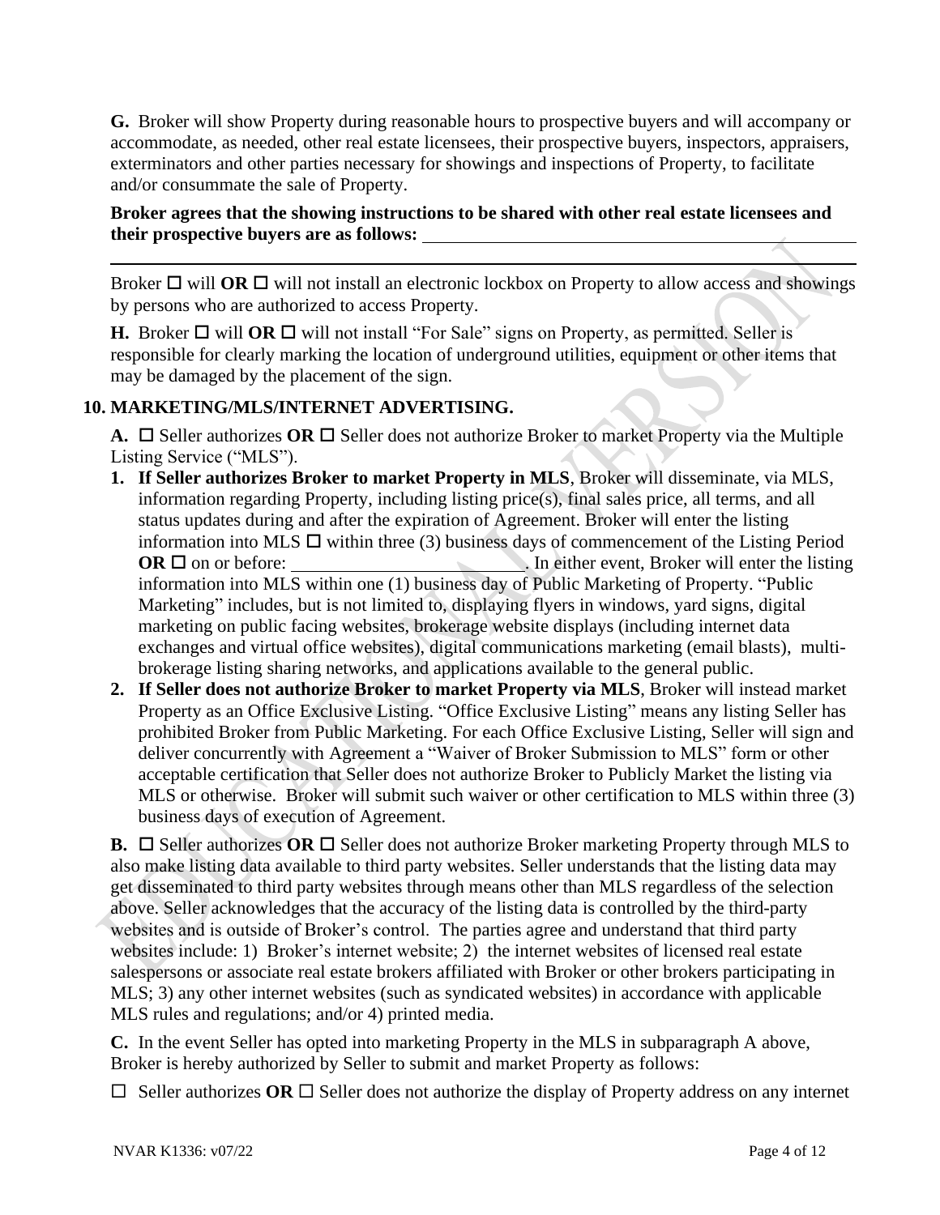**G.** Broker will show Property during reasonable hours to prospective buyers and will accompany or accommodate, as needed, other real estate licensees, their prospective buyers, inspectors, appraisers, exterminators and other parties necessary for showings and inspections of Property, to facilitate and/or consummate the sale of Property.

**Broker agrees that the showing instructions to be shared with other real estate licensees and their prospective buyers are as follows:** ______________________________________________

______________________________________________________________________________

Broker ☐ will **OR** ☐ will not install an electronic lockbox on Property to allow access and showings by persons who are authorized to access Property.

**H.** Broker ☐ will **OR** ☐ will not install "For Sale" signs on Property, as permitted. Seller is responsible for clearly marking the location of underground utilities, equipment or other items that may be damaged by the placement of the sign.

## 10. MARKETING/MLS/INTERNET ADVERTISING.

**A.** ☐ Seller authorizes **OR** ☐ Seller does not authorize Broker to market Property via the Multiple Listing Service ("MLS").

1. **If Seller authorizes Broker to market Property in MLS**, Broker will disseminate, via MLS, information regarding Property, including listing price(s), final sales price, all terms, and all status updates during and after the expiration of Agreement. Broker will enter the listing information into MLS ☐ within three (3) business days of commencement of the Listing Period **OR** ☐ on or before: ________________________. In either event, Broker will enter the listing information into MLS within one (1) business day of Public Marketing of Property. "Public Marketing" includes, but is not limited to, displaying flyers in windows, yard signs, digital marketing on public facing websites, brokerage website displays (including internet data exchanges and virtual office websites), digital communications marketing (email blasts), multi-brokerage listing sharing networks, and applications available to the general public.
2. **If Seller does not authorize Broker to market Property via MLS**, Broker will instead market Property as an Office Exclusive Listing. "Office Exclusive Listing" means any listing Seller has prohibited Broker from Public Marketing. For each Office Exclusive Listing, Seller will sign and deliver concurrently with Agreement a "Waiver of Broker Submission to MLS" form or other acceptable certification that Seller does not authorize Broker to Publicly Market the listing via MLS or otherwise. Broker will submit such waiver or other certification to MLS within three (3) business days of execution of Agreement.

**B.** ☐ Seller authorizes **OR** ☐ Seller does not authorize Broker marketing Property through MLS to also make listing data available to third party websites. Seller understands that the listing data may get disseminated to third party websites through means other than MLS regardless of the selection above. Seller acknowledges that the accuracy of the listing data is controlled by the third-party websites and is outside of Broker's control. The parties agree and understand that third party websites include: 1) Broker's internet website; 2) the internet websites of licensed real estate salespersons or associate real estate brokers affiliated with Broker or other brokers participating in MLS; 3) any other internet websites (such as syndicated websites) in accordance with applicable MLS rules and regulations; and/or 4) printed media.

**C.** In the event Seller has opted into marketing Property in the MLS in subparagraph A above, Broker is hereby authorized by Seller to submit and market Property as follows:

☐ Seller authorizes **OR** ☐ Seller does not authorize the display of Property address on any internet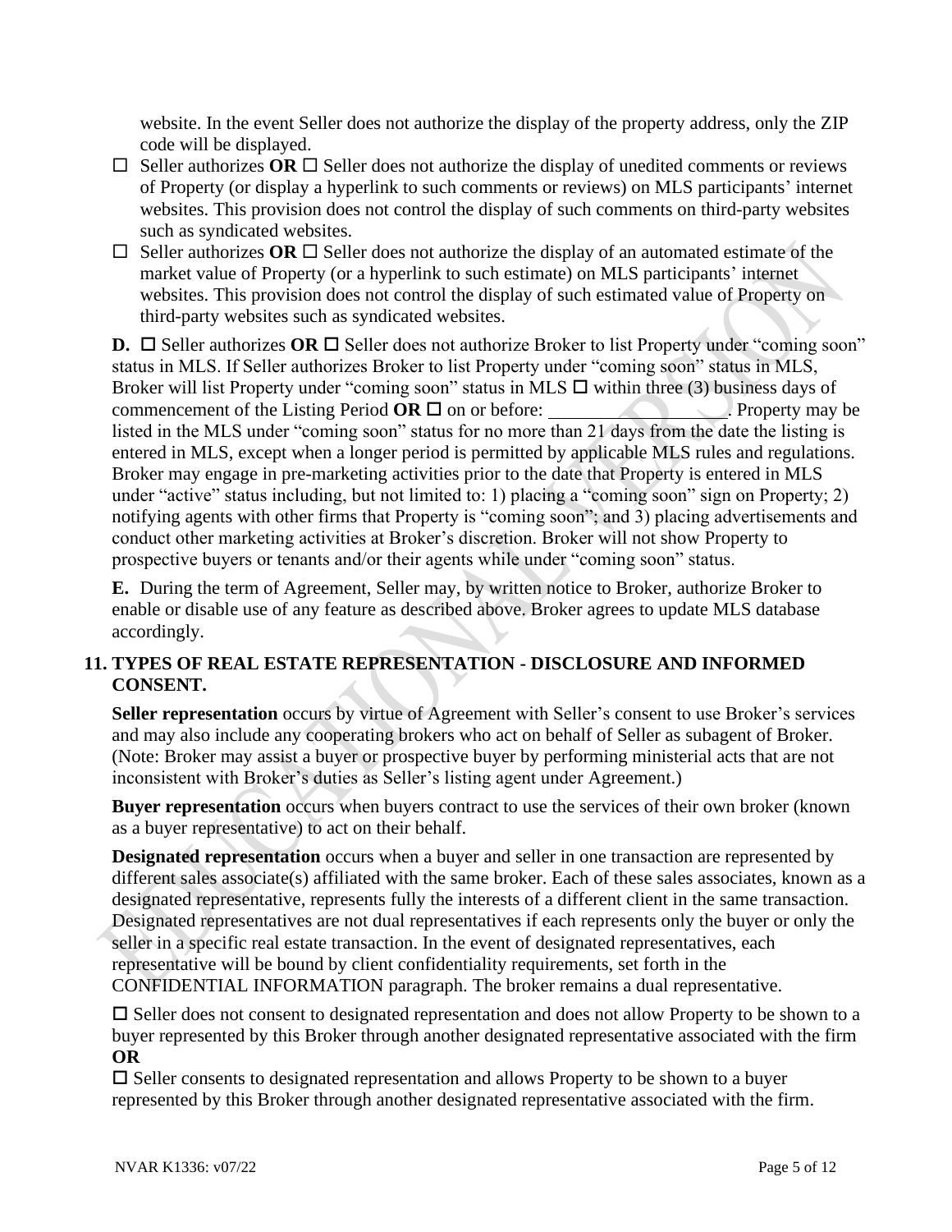website. In the event Seller does not authorize the display of the property address, only the ZIP code will be displayed.

- ☐ Seller authorizes **OR** ☐ Seller does not authorize the display of unedited comments or reviews of Property (or display a hyperlink to such comments or reviews) on MLS participants' internet websites. This provision does not control the display of such comments on third-party websites such as syndicated websites.
- ☐ Seller authorizes **OR** ☐ Seller does not authorize the display of an automated estimate of the market value of Property (or a hyperlink to such estimate) on MLS participants' internet websites. This provision does not control the display of such estimated value of Property on third-party websites such as syndicated websites.

**D.** ☐ Seller authorizes **OR** ☐ Seller does not authorize Broker to list Property under "coming soon" status in MLS. If Seller authorizes Broker to list Property under "coming soon" status in MLS, Broker will list Property under "coming soon" status in MLS ☐ within three (3) business days of commencement of the Listing Period **OR** ☐ on or before: __________________. Property may be listed in the MLS under "coming soon" status for no more than 21 days from the date the listing is entered in MLS, except when a longer period is permitted by applicable MLS rules and regulations. Broker may engage in pre-marketing activities prior to the date that Property is entered in MLS under "active" status including, but not limited to: 1) placing a "coming soon" sign on Property; 2) notifying agents with other firms that Property is "coming soon"; and 3) placing advertisements and conduct other marketing activities at Broker's discretion. Broker will not show Property to prospective buyers or tenants and/or their agents while under "coming soon" status.

**E.** During the term of Agreement, Seller may, by written notice to Broker, authorize Broker to enable or disable use of any feature as described above. Broker agrees to update MLS database accordingly.

## 11. TYPES OF REAL ESTATE REPRESENTATION - DISCLOSURE AND INFORMED CONSENT.

**Seller representation** occurs by virtue of Agreement with Seller's consent to use Broker's services and may also include any cooperating brokers who act on behalf of Seller as subagent of Broker. (Note: Broker may assist a buyer or prospective buyer by performing ministerial acts that are not inconsistent with Broker's duties as Seller's listing agent under Agreement.)

**Buyer representation** occurs when buyers contract to use the services of their own broker (known as a buyer representative) to act on their behalf.

**Designated representation** occurs when a buyer and seller in one transaction are represented by different sales associate(s) affiliated with the same broker. Each of these sales associates, known as a designated representative, represents fully the interests of a different client in the same transaction. Designated representatives are not dual representatives if each represents only the buyer or only the seller in a specific real estate transaction. In the event of designated representatives, each representative will be bound by client confidentiality requirements, set forth in the CONFIDENTIAL INFORMATION paragraph. The broker remains a dual representative.

☐ Seller does not consent to designated representation and does not allow Property to be shown to a buyer represented by this Broker through another designated representative associated with the firm **OR**

☐ Seller consents to designated representation and allows Property to be shown to a buyer represented by this Broker through another designated representative associated with the firm.

NVAR K1336: v07/22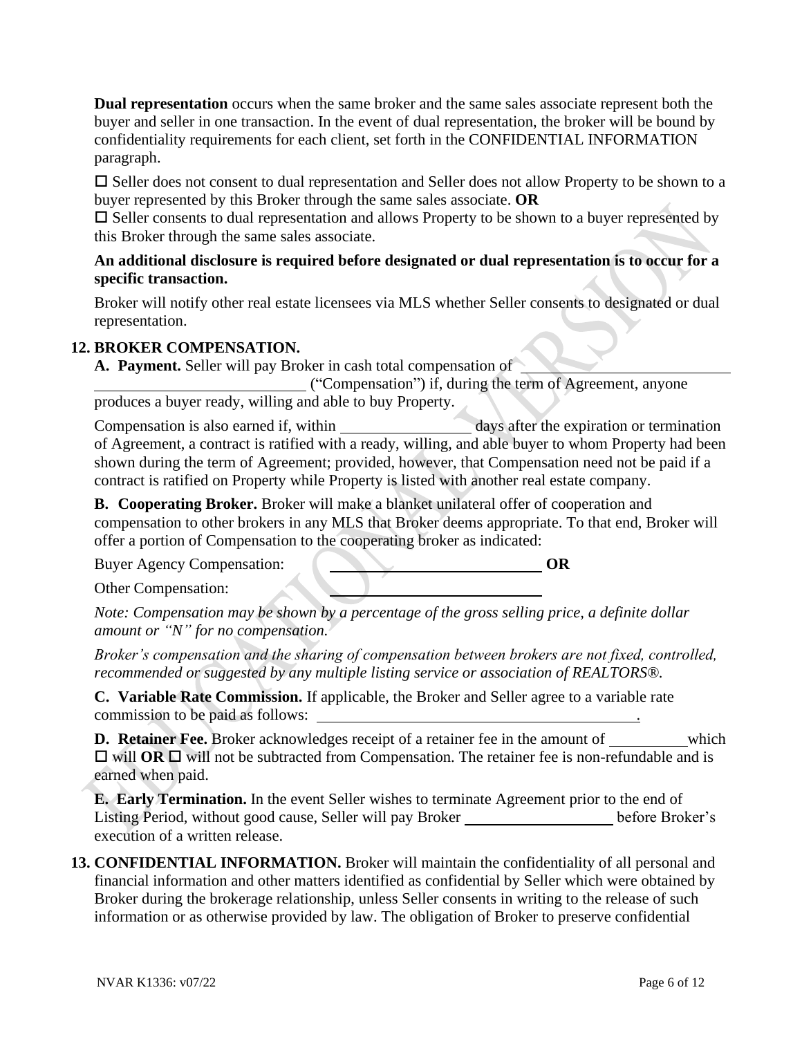**Dual representation** occurs when the same broker and the same sales associate represent both the buyer and seller in one transaction. In the event of dual representation, the broker will be bound by confidentiality requirements for each client, set forth in the CONFIDENTIAL INFORMATION paragraph.

☐ Seller does not consent to dual representation and Seller does not allow Property to be shown to a buyer represented by this Broker through the same sales associate. **OR**
☐ Seller consents to dual representation and allows Property to be shown to a buyer represented by this Broker through the same sales associate.

**An additional disclosure is required before designated or dual representation is to occur for a specific transaction.**

Broker will notify other real estate licensees via MLS whether Seller consents to designated or dual representation.

## 12. BROKER COMPENSATION.

**A. Payment.** Seller will pay Broker in cash total compensation of ____________________________ ____________________________ ("Compensation") if, during the term of Agreement, anyone produces a buyer ready, willing and able to buy Property.

Compensation is also earned if, within ________________ days after the expiration or termination of Agreement, a contract is ratified with a ready, willing, and able buyer to whom Property had been shown during the term of Agreement; provided, however, that Compensation need not be paid if a contract is ratified on Property while Property is listed with another real estate company.

**B. Cooperating Broker.** Broker will make a blanket unilateral offer of cooperation and compensation to other brokers in any MLS that Broker deems appropriate. To that end, Broker will offer a portion of Compensation to the cooperating broker as indicated:

Buyer Agency Compensation: ____________________________ **OR**

Other Compensation: ____________________________

*Note: Compensation may be shown by a percentage of the gross selling price, a definite dollar amount or "N" for no compensation.*

*Broker's compensation and the sharing of compensation between brokers are not fixed, controlled, recommended or suggested by any multiple listing service or association of REALTORS®.*

**C. Variable Rate Commission.** If applicable, the Broker and Seller agree to a variable rate commission to be paid as follows: ____________________________________________.

**D. Retainer Fee.** Broker acknowledges receipt of a retainer fee in the amount of __________ which ☐ will **OR** ☐ will not be subtracted from Compensation. The retainer fee is non-refundable and is earned when paid.

**E. Early Termination.** In the event Seller wishes to terminate Agreement prior to the end of Listing Period, without good cause, Seller will pay Broker ____________________ before Broker's execution of a written release.

## 13. CONFIDENTIAL INFORMATION.

Broker will maintain the confidentiality of all personal and financial information and other matters identified as confidential by Seller which were obtained by Broker during the brokerage relationship, unless Seller consents in writing to the release of such information or as otherwise provided by law. The obligation of Broker to preserve confidential

NVAR K1336: v07/22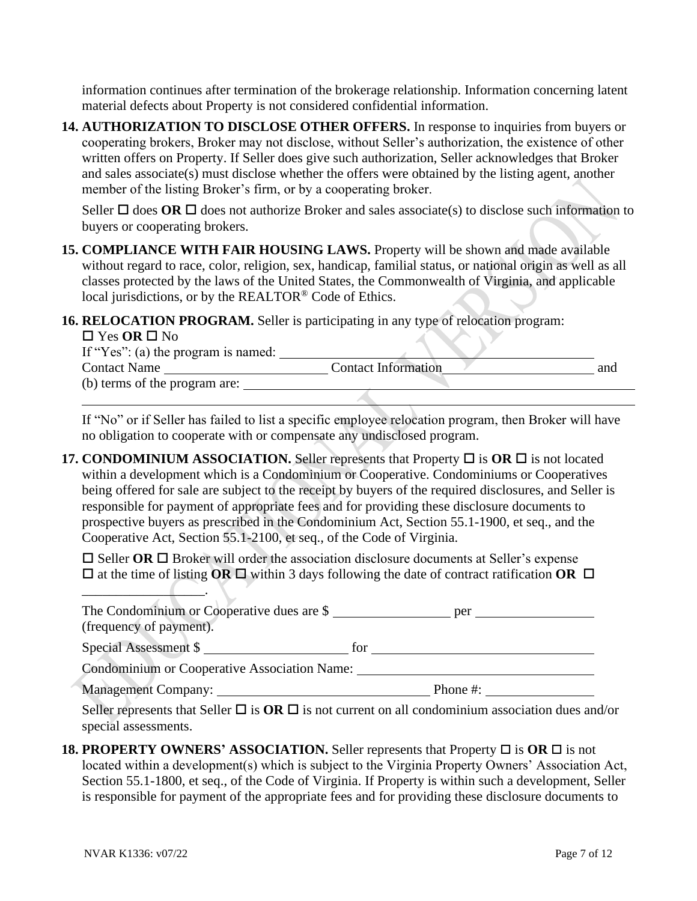information continues after termination of the brokerage relationship. Information concerning latent material defects about Property is not considered confidential information.

**14. AUTHORIZATION TO DISCLOSE OTHER OFFERS.** In response to inquiries from buyers or cooperating brokers, Broker may not disclose, without Seller's authorization, the existence of other written offers on Property. If Seller does give such authorization, Seller acknowledges that Broker and sales associate(s) must disclose whether the offers were obtained by the listing agent, another member of the listing Broker's firm, or by a cooperating broker.

Seller ☐ does **OR** ☐ does not authorize Broker and sales associate(s) to disclose such information to buyers or cooperating brokers.

**15. COMPLIANCE WITH FAIR HOUSING LAWS.** Property will be shown and made available without regard to race, color, religion, sex, handicap, familial status, or national origin as well as all classes protected by the laws of the United States, the Commonwealth of Virginia, and applicable local jurisdictions, or by the REALTOR® Code of Ethics.

**16. RELOCATION PROGRAM.** Seller is participating in any type of relocation program:
☐ Yes **OR** ☐ No
If "Yes": (a) the program is named: ______________________________
Contact Name ____________________ Contact Information ____________________ and
(b) terms of the program are: ______________________________
______________________________

If "No" or if Seller has failed to list a specific employee relocation program, then Broker will have no obligation to cooperate with or compensate any undisclosed program.

**17. CONDOMINIUM ASSOCIATION.** Seller represents that Property ☐ is **OR** ☐ is not located within a development which is a Condominium or Cooperative. Condominiums or Cooperatives being offered for sale are subject to the receipt by buyers of the required disclosures, and Seller is responsible for payment of appropriate fees and for providing these disclosure documents to prospective buyers as prescribed in the Condominium Act, Section 55.1-1900, et seq., and the Cooperative Act, Section 55.1-2100, et seq., of the Code of Virginia.

☐ Seller **OR** ☐ Broker will order the association disclosure documents at Seller's expense ☐ at the time of listing **OR** ☐ within 3 days following the date of contract ratification **OR** ☐ ________________.

The Condominium or Cooperative dues are $ ________________ per ________________ (frequency of payment).

Special Assessment $ ____________________ for ______________________________

Condominium or Cooperative Association Name: ______________________________

Management Company: ______________________________ Phone #: ________________

Seller represents that Seller ☐ is **OR** ☐ is not current on all condominium association dues and/or special assessments.

**18. PROPERTY OWNERS' ASSOCIATION.** Seller represents that Property ☐ is **OR** ☐ is not located within a development(s) which is subject to the Virginia Property Owners' Association Act, Section 55.1-1800, et seq., of the Code of Virginia. If Property is within such a development, Seller is responsible for payment of the appropriate fees and for providing these disclosure documents to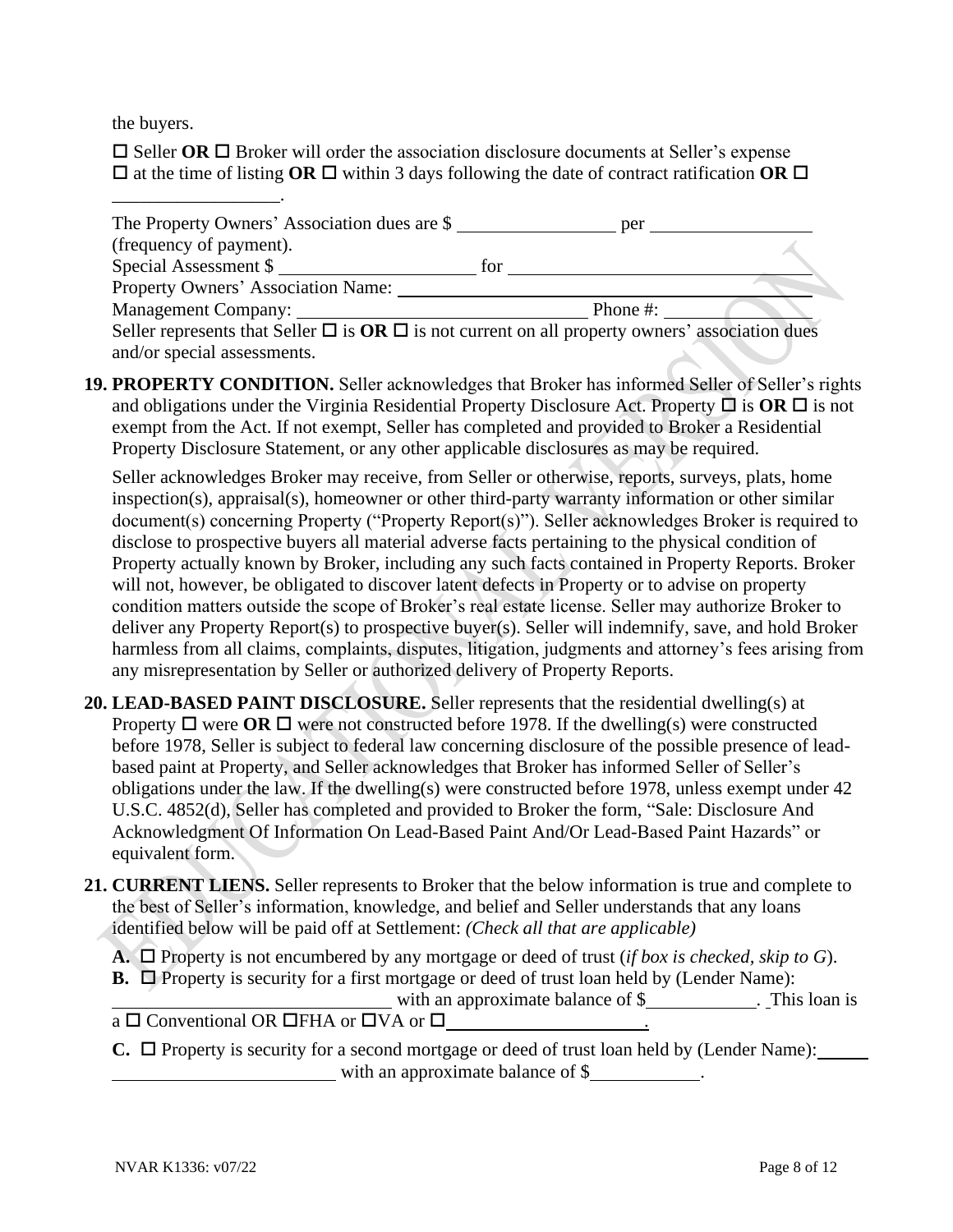the buyers.

☐ Seller **OR** ☐ Broker will order the association disclosure documents at Seller's expense ☐ at the time of listing **OR** ☐ within 3 days following the date of contract ratification **OR** ☐ ________________.

The Property Owners' Association dues are $ ________________ per ________________ (frequency of payment).
Special Assessment $ ____________________ for ________________________________
Property Owners' Association Name: ____________________________________________
Management Company: ______________________________ Phone #: ______________
Seller represents that Seller ☐ is **OR** ☐ is not current on all property owners' association dues and/or special assessments.

**19. PROPERTY CONDITION.** Seller acknowledges that Broker has informed Seller of Seller's rights and obligations under the Virginia Residential Property Disclosure Act. Property ☐ is **OR** ☐ is not exempt from the Act. If not exempt, Seller has completed and provided to Broker a Residential Property Disclosure Statement, or any other applicable disclosures as may be required.

Seller acknowledges Broker may receive, from Seller or otherwise, reports, surveys, plats, home inspection(s), appraisal(s), homeowner or other third-party warranty information or other similar document(s) concerning Property ("Property Report(s)"). Seller acknowledges Broker is required to disclose to prospective buyers all material adverse facts pertaining to the physical condition of Property actually known by Broker, including any such facts contained in Property Reports. Broker will not, however, be obligated to discover latent defects in Property or to advise on property condition matters outside the scope of Broker's real estate license. Seller may authorize Broker to deliver any Property Report(s) to prospective buyer(s). Seller will indemnify, save, and hold Broker harmless from all claims, complaints, disputes, litigation, judgments and attorney's fees arising from any misrepresentation by Seller or authorized delivery of Property Reports.

**20. LEAD-BASED PAINT DISCLOSURE.** Seller represents that the residential dwelling(s) at Property ☐ were **OR** ☐ were not constructed before 1978. If the dwelling(s) were constructed before 1978, Seller is subject to federal law concerning disclosure of the possible presence of lead-based paint at Property, and Seller acknowledges that Broker has informed Seller of Seller's obligations under the law. If the dwelling(s) were constructed before 1978, unless exempt under 42 U.S.C. 4852(d), Seller has completed and provided to Broker the form, "Sale: Disclosure And Acknowledgment Of Information On Lead-Based Paint And/Or Lead-Based Paint Hazards" or equivalent form.

**21. CURRENT LIENS.** Seller represents to Broker that the below information is true and complete to the best of Seller's information, knowledge, and belief and Seller understands that any loans identified below will be paid off at Settlement: *(Check all that are applicable)*

**A.** ☐ Property is not encumbered by any mortgage or deed of trust (*if box is checked, skip to G*).

**B.** ☐ Property is security for a first mortgage or deed of trust loan held by (Lender Name): ______________________________ with an approximate balance of $___________. This loan is a ☐ Conventional OR ☐FHA or ☐VA or ☐______________________.

**C.** ☐ Property is security for a second mortgage or deed of trust loan held by (Lender Name): ______________________________ with an approximate balance of $___________.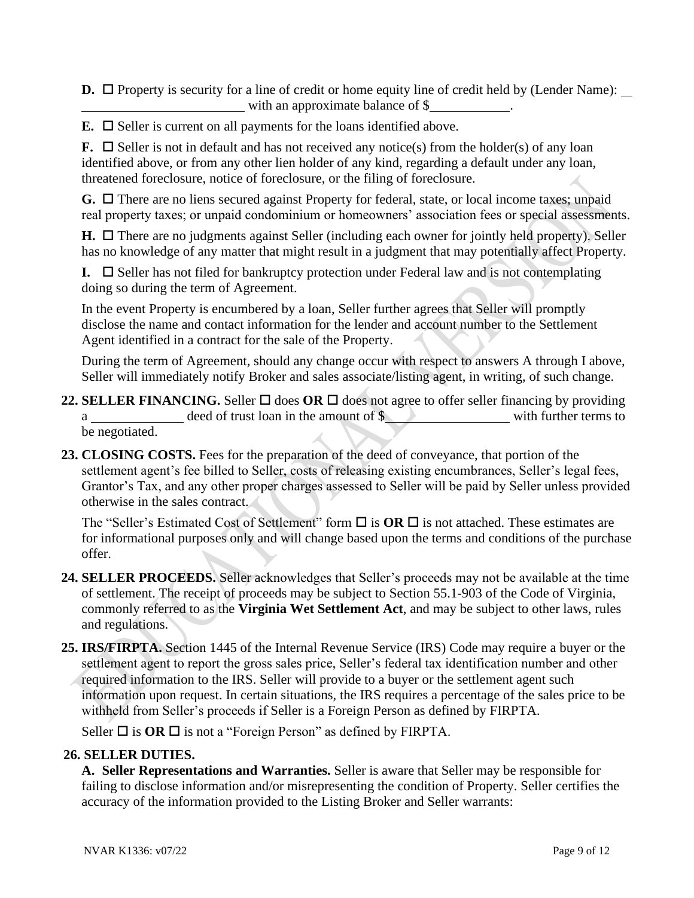**D.** ☐ Property is security for a line of credit or home equity line of credit held by (Lender Name): ______________________________ with an approximate balance of $____________.

**E.** ☐ Seller is current on all payments for the loans identified above.

**F.** ☐ Seller is not in default and has not received any notice(s) from the holder(s) of any loan identified above, or from any other lien holder of any kind, regarding a default under any loan, threatened foreclosure, notice of foreclosure, or the filing of foreclosure.

**G.** ☐ There are no liens secured against Property for federal, state, or local income taxes; unpaid real property taxes; or unpaid condominium or homeowners' association fees or special assessments.

**H.** ☐ There are no judgments against Seller (including each owner for jointly held property). Seller has no knowledge of any matter that might result in a judgment that may potentially affect Property.

**I.** ☐ Seller has not filed for bankruptcy protection under Federal law and is not contemplating doing so during the term of Agreement.

In the event Property is encumbered by a loan, Seller further agrees that Seller will promptly disclose the name and contact information for the lender and account number to the Settlement Agent identified in a contract for the sale of the Property.

During the term of Agreement, should any change occur with respect to answers A through I above, Seller will immediately notify Broker and sales associate/listing agent, in writing, of such change.

**22. SELLER FINANCING.** Seller ☐ does **OR** ☐ does not agree to offer seller financing by providing a ______________ deed of trust loan in the amount of $____________________ with further terms to be negotiated.

**23. CLOSING COSTS.** Fees for the preparation of the deed of conveyance, that portion of the settlement agent's fee billed to Seller, costs of releasing existing encumbrances, Seller's legal fees, Grantor's Tax, and any other proper charges assessed to Seller will be paid by Seller unless provided otherwise in the sales contract.

The "Seller's Estimated Cost of Settlement" form ☐ is **OR** ☐ is not attached. These estimates are for informational purposes only and will change based upon the terms and conditions of the purchase offer.

**24. SELLER PROCEEDS.** Seller acknowledges that Seller's proceeds may not be available at the time of settlement. The receipt of proceeds may be subject to Section 55.1-903 of the Code of Virginia, commonly referred to as the **Virginia Wet Settlement Act**, and may be subject to other laws, rules and regulations.

**25. IRS/FIRPTA.** Section 1445 of the Internal Revenue Service (IRS) Code may require a buyer or the settlement agent to report the gross sales price, Seller's federal tax identification number and other required information to the IRS. Seller will provide to a buyer or the settlement agent such information upon request. In certain situations, the IRS requires a percentage of the sales price to be withheld from Seller's proceeds if Seller is a Foreign Person as defined by FIRPTA.

Seller ☐ is **OR** ☐ is not a "Foreign Person" as defined by FIRPTA.

**26. SELLER DUTIES.**

**A. Seller Representations and Warranties.** Seller is aware that Seller may be responsible for failing to disclose information and/or misrepresenting the condition of Property. Seller certifies the accuracy of the information provided to the Listing Broker and Seller warrants: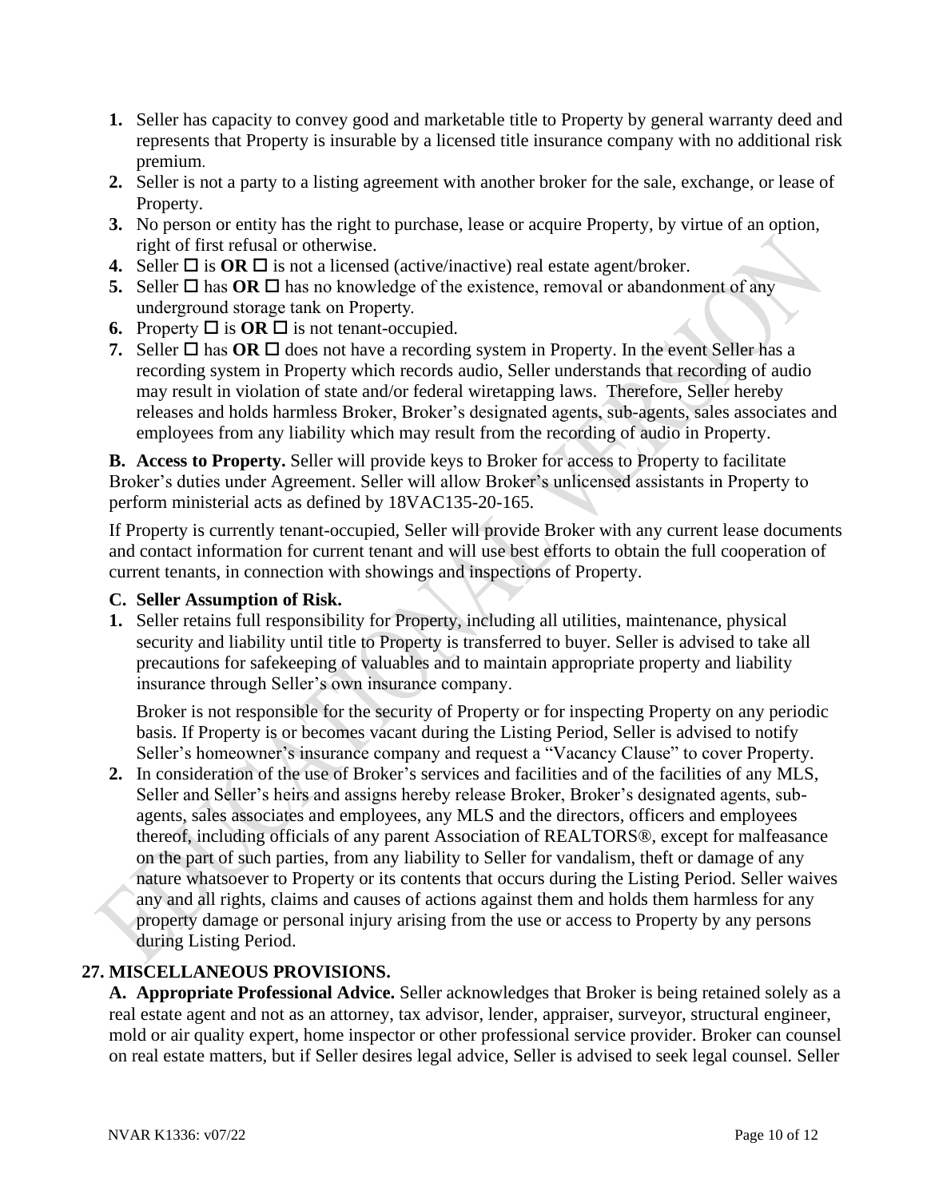1. Seller has capacity to convey good and marketable title to Property by general warranty deed and represents that Property is insurable by a licensed title insurance company with no additional risk premium.
2. Seller is not a party to a listing agreement with another broker for the sale, exchange, or lease of Property.
3. No person or entity has the right to purchase, lease or acquire Property, by virtue of an option, right of first refusal or otherwise.
4. Seller ☐ is **OR** ☐ is not a licensed (active/inactive) real estate agent/broker.
5. Seller ☐ has **OR** ☐ has no knowledge of the existence, removal or abandonment of any underground storage tank on Property.
6. Property ☐ is **OR** ☐ is not tenant-occupied.
7. Seller ☐ has **OR** ☐ does not have a recording system in Property. In the event Seller has a recording system in Property which records audio, Seller understands that recording of audio may result in violation of state and/or federal wiretapping laws. Therefore, Seller hereby releases and holds harmless Broker, Broker's designated agents, sub-agents, sales associates and employees from any liability which may result from the recording of audio in Property.

**B. Access to Property.** Seller will provide keys to Broker for access to Property to facilitate Broker's duties under Agreement. Seller will allow Broker's unlicensed assistants in Property to perform ministerial acts as defined by 18VAC135-20-165.

If Property is currently tenant-occupied, Seller will provide Broker with any current lease documents and contact information for current tenant and will use best efforts to obtain the full cooperation of current tenants, in connection with showings and inspections of Property.

**C. Seller Assumption of Risk.**

1. Seller retains full responsibility for Property, including all utilities, maintenance, physical security and liability until title to Property is transferred to buyer. Seller is advised to take all precautions for safekeeping of valuables and to maintain appropriate property and liability insurance through Seller's own insurance company.

   Broker is not responsible for the security of Property or for inspecting Property on any periodic basis. If Property is or becomes vacant during the Listing Period, Seller is advised to notify Seller's homeowner's insurance company and request a "Vacancy Clause" to cover Property.
2. In consideration of the use of Broker's services and facilities and of the facilities of any MLS, Seller and Seller's heirs and assigns hereby release Broker, Broker's designated agents, sub-agents, sales associates and employees, any MLS and the directors, officers and employees thereof, including officials of any parent Association of REALTORS®, except for malfeasance on the part of such parties, from any liability to Seller for vandalism, theft or damage of any nature whatsoever to Property or its contents that occurs during the Listing Period. Seller waives any and all rights, claims and causes of actions against them and holds them harmless for any property damage or personal injury arising from the use or access to Property by any persons during Listing Period.

## 27. MISCELLANEOUS PROVISIONS.

**A. Appropriate Professional Advice.** Seller acknowledges that Broker is being retained solely as a real estate agent and not as an attorney, tax advisor, lender, appraiser, surveyor, structural engineer, mold or air quality expert, home inspector or other professional service provider. Broker can counsel on real estate matters, but if Seller desires legal advice, Seller is advised to seek legal counsel. Seller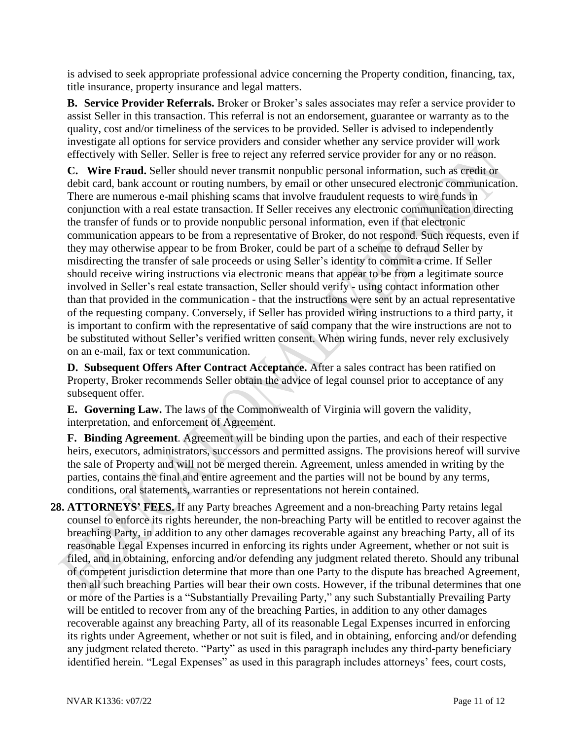is advised to seek appropriate professional advice concerning the Property condition, financing, tax, title insurance, property insurance and legal matters.

**B. Service Provider Referrals.** Broker or Broker's sales associates may refer a service provider to assist Seller in this transaction. This referral is not an endorsement, guarantee or warranty as to the quality, cost and/or timeliness of the services to be provided. Seller is advised to independently investigate all options for service providers and consider whether any service provider will work effectively with Seller. Seller is free to reject any referred service provider for any or no reason.

**C. Wire Fraud.** Seller should never transmit nonpublic personal information, such as credit or debit card, bank account or routing numbers, by email or other unsecured electronic communication. There are numerous e-mail phishing scams that involve fraudulent requests to wire funds in conjunction with a real estate transaction. If Seller receives any electronic communication directing the transfer of funds or to provide nonpublic personal information, even if that electronic communication appears to be from a representative of Broker, do not respond. Such requests, even if they may otherwise appear to be from Broker, could be part of a scheme to defraud Seller by misdirecting the transfer of sale proceeds or using Seller's identity to commit a crime. If Seller should receive wiring instructions via electronic means that appear to be from a legitimate source involved in Seller's real estate transaction, Seller should verify - using contact information other than that provided in the communication - that the instructions were sent by an actual representative of the requesting company. Conversely, if Seller has provided wiring instructions to a third party, it is important to confirm with the representative of said company that the wire instructions are not to be substituted without Seller's verified written consent. When wiring funds, never rely exclusively on an e-mail, fax or text communication.

**D. Subsequent Offers After Contract Acceptance.** After a sales contract has been ratified on Property, Broker recommends Seller obtain the advice of legal counsel prior to acceptance of any subsequent offer.

**E. Governing Law.** The laws of the Commonwealth of Virginia will govern the validity, interpretation, and enforcement of Agreement.

**F. Binding Agreement**. Agreement will be binding upon the parties, and each of their respective heirs, executors, administrators, successors and permitted assigns. The provisions hereof will survive the sale of Property and will not be merged therein. Agreement, unless amended in writing by the parties, contains the final and entire agreement and the parties will not be bound by any terms, conditions, oral statements, warranties or representations not herein contained.

**28. ATTORNEYS' FEES.** If any Party breaches Agreement and a non-breaching Party retains legal counsel to enforce its rights hereunder, the non-breaching Party will be entitled to recover against the breaching Party, in addition to any other damages recoverable against any breaching Party, all of its reasonable Legal Expenses incurred in enforcing its rights under Agreement, whether or not suit is filed, and in obtaining, enforcing and/or defending any judgment related thereto. Should any tribunal of competent jurisdiction determine that more than one Party to the dispute has breached Agreement, then all such breaching Parties will bear their own costs. However, if the tribunal determines that one or more of the Parties is a "Substantially Prevailing Party," any such Substantially Prevailing Party will be entitled to recover from any of the breaching Parties, in addition to any other damages recoverable against any breaching Party, all of its reasonable Legal Expenses incurred in enforcing its rights under Agreement, whether or not suit is filed, and in obtaining, enforcing and/or defending any judgment related thereto. "Party" as used in this paragraph includes any third-party beneficiary identified herein. "Legal Expenses" as used in this paragraph includes attorneys' fees, court costs,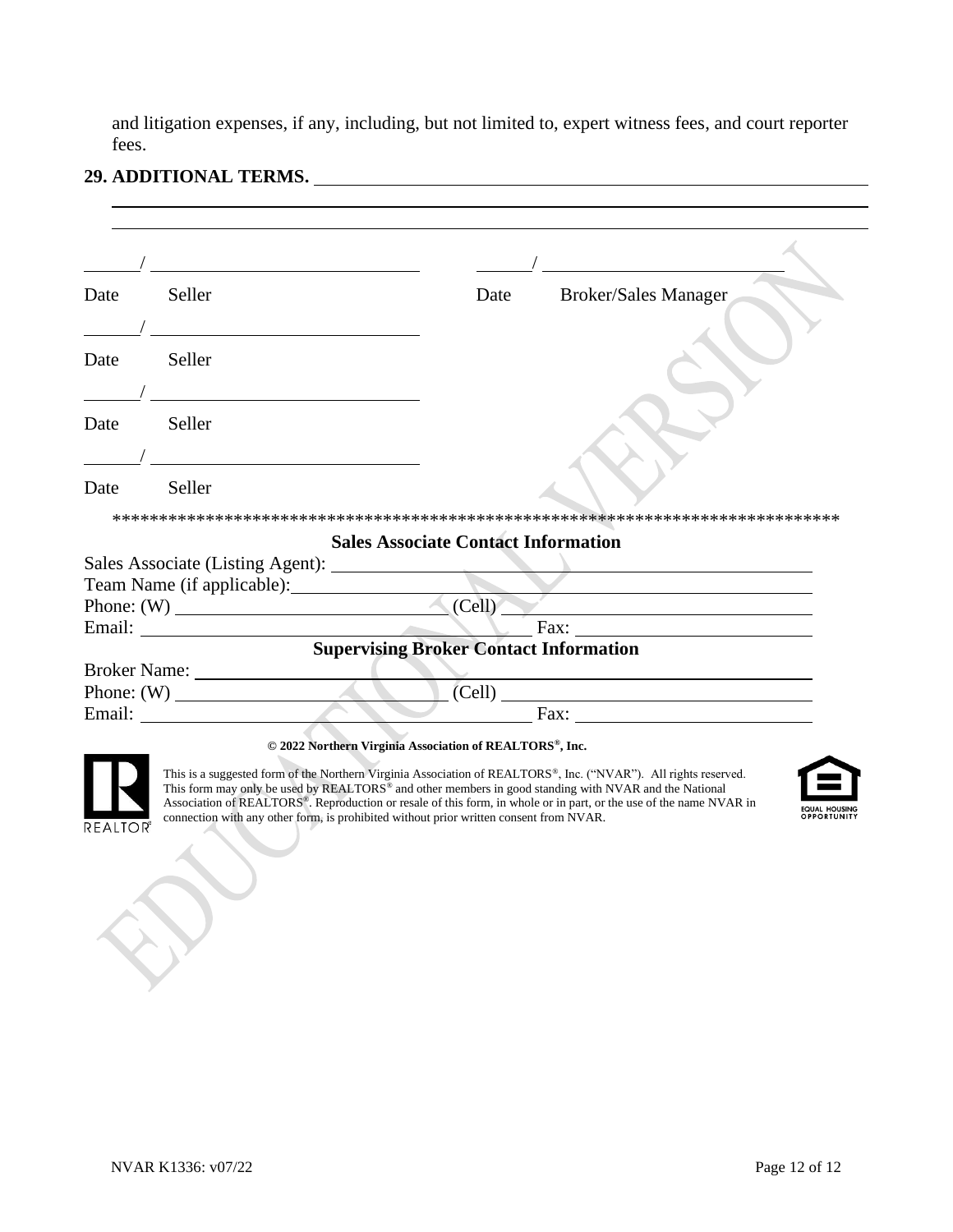and litigation expenses, if any, including, but not limited to, expert witness fees, and court reporter fees.

**29. ADDITIONAL TERMS.** ______________________________________________________________

______________________________________________________________________________

______________________________________________________________________________

| | |
|---|---|
| ______/ ______________________ | ______/ ______________________ |
| Date Seller | Date Broker/Sales Manager |
| ______/ ______________________ | |
| Date Seller | |
| ______/ ______________________ | |
| Date Seller | |
| ______/ ______________________ | |
| Date Seller | |

******************************************************************************

**Sales Associate Contact Information**

Sales Associate (Listing Agent): ______________________________________________

Team Name (if applicable): ____________________________________________________

Phone: (W) ______________________ (Cell) ______________________

Email: ______________________________ Fax: ______________________

**Supervising Broker Contact Information**

Broker Name: ______________________________________________________________

Phone: (W) ______________________ (Cell) ______________________

Email: ______________________________ Fax: ______________________

**© 2022 Northern Virginia Association of REALTORS®, Inc.**

This is a suggested form of the Northern Virginia Association of REALTORS®, Inc. ("NVAR"). All rights reserved. This form may only be used by REALTORS® and other members in good standing with NVAR and the National Association of REALTORS®. Reproduction or resale of this form, in whole or in part, or the use of the name NVAR in connection with any other form, is prohibited without prior written consent from NVAR.

NVAR K1336: v07/22